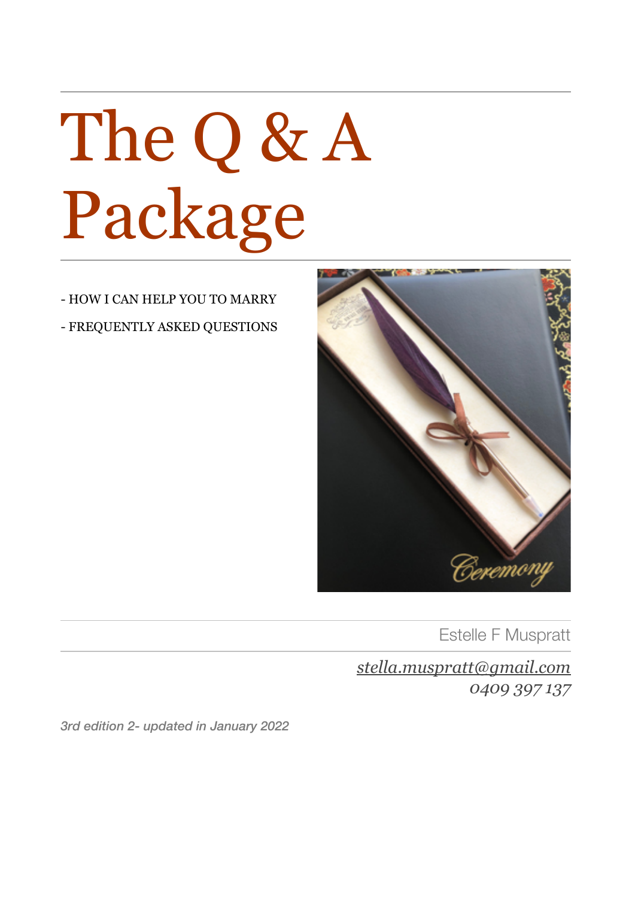# The Q & A Package

- HOW I CAN HELP YOU TO MARRY
- FREQUENTLY ASKED QUESTIONS

Estelle F Muspratt

*stella.muspratt@gmail.com*
*0409 397 137*

*3rd edition 2- updated in January 2022*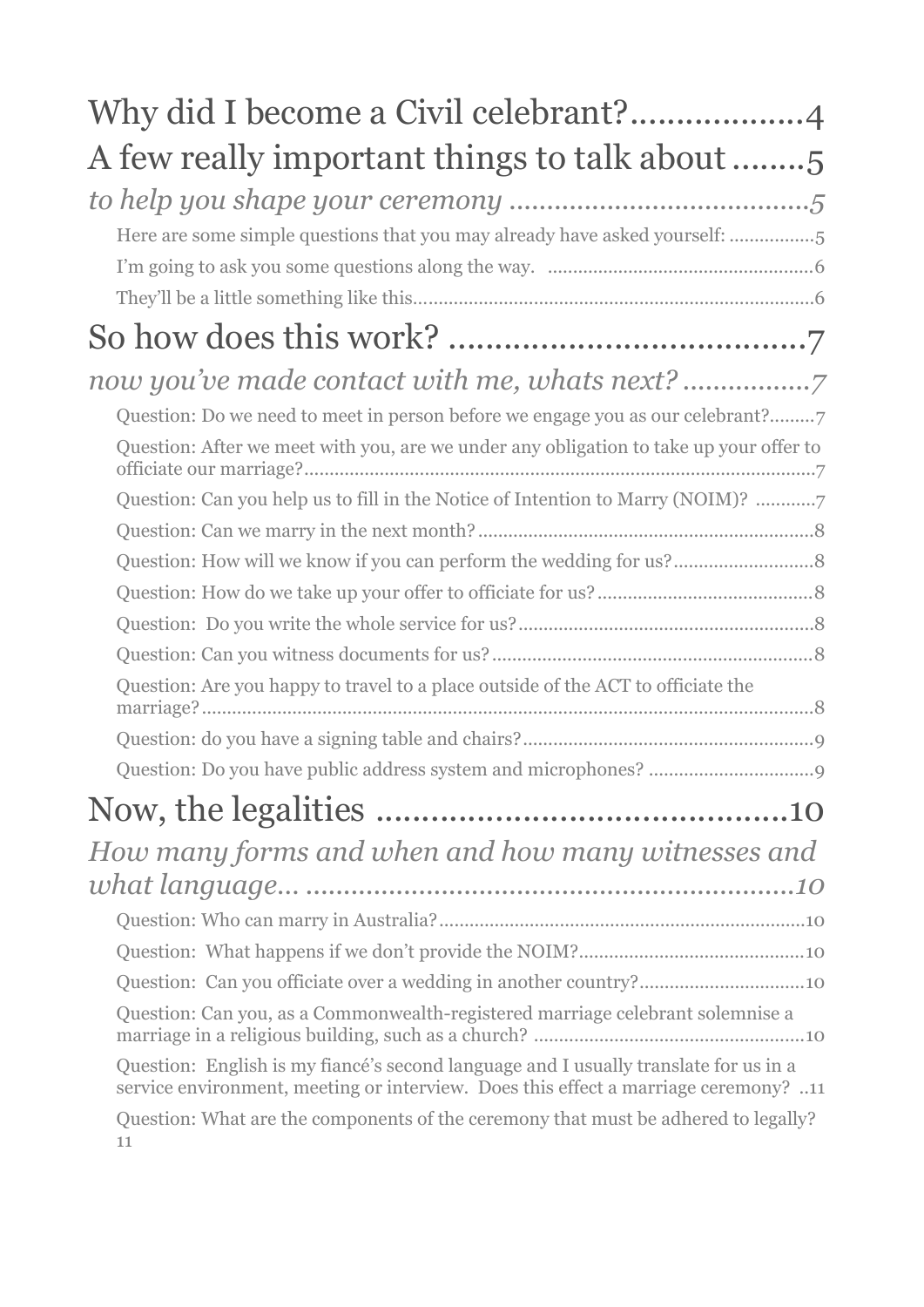Why did I become a Civil celebrant?....................4

A few really important things to talk about ........5

*to help you shape your ceremony ........................................5*

Here are some simple questions that you may already have asked yourself: .................5

I'm going to ask you some questions along the way. .....................................................6

They'll be a little something like this...............................................................................6

So how does this work? .......................................7

*now you've made contact with me, whats next? .................7*

Question: Do we need to meet in person before we engage you as our celebrant?.........7

Question: After we meet with you, are we under any obligation to take up your offer to officiate our marriage?......................................................................................................7

Question: Can you help us to fill in the Notice of Intention to Marry (NOIM)? ............7

Question: Can we marry in the next month?...................................................................8

Question: How will we know if you can perform the wedding for us?............................8

Question: How do we take up your offer to officiate for us?...........................................8

Question: Do you write the whole service for us?...........................................................8

Question: Can you witness documents for us?................................................................8

Question: Are you happy to travel to a place outside of the ACT to officiate the marriage?.........................................................................................................................8

Question: do you have a signing table and chairs?..........................................................9

Question: Do you have public address system and microphones? .................................9

Now, the legalities .............................................10

*How many forms and when and how many witnesses and what language... ..................................................................10*

Question: Who can marry in Australia?.........................................................................10

Question: What happens if we don't provide the NOIM?.............................................10

Question: Can you officiate over a wedding in another country?.................................10

Question: Can you, as a Commonwealth-registered marriage celebrant solemnise a marriage in a religious building, such as a church? ......................................................10

Question: English is my fiancé's second language and I usually translate for us in a service environment, meeting or interview. Does this effect a marriage ceremony? ..11

Question: What are the components of the ceremony that must be adhered to legally? 11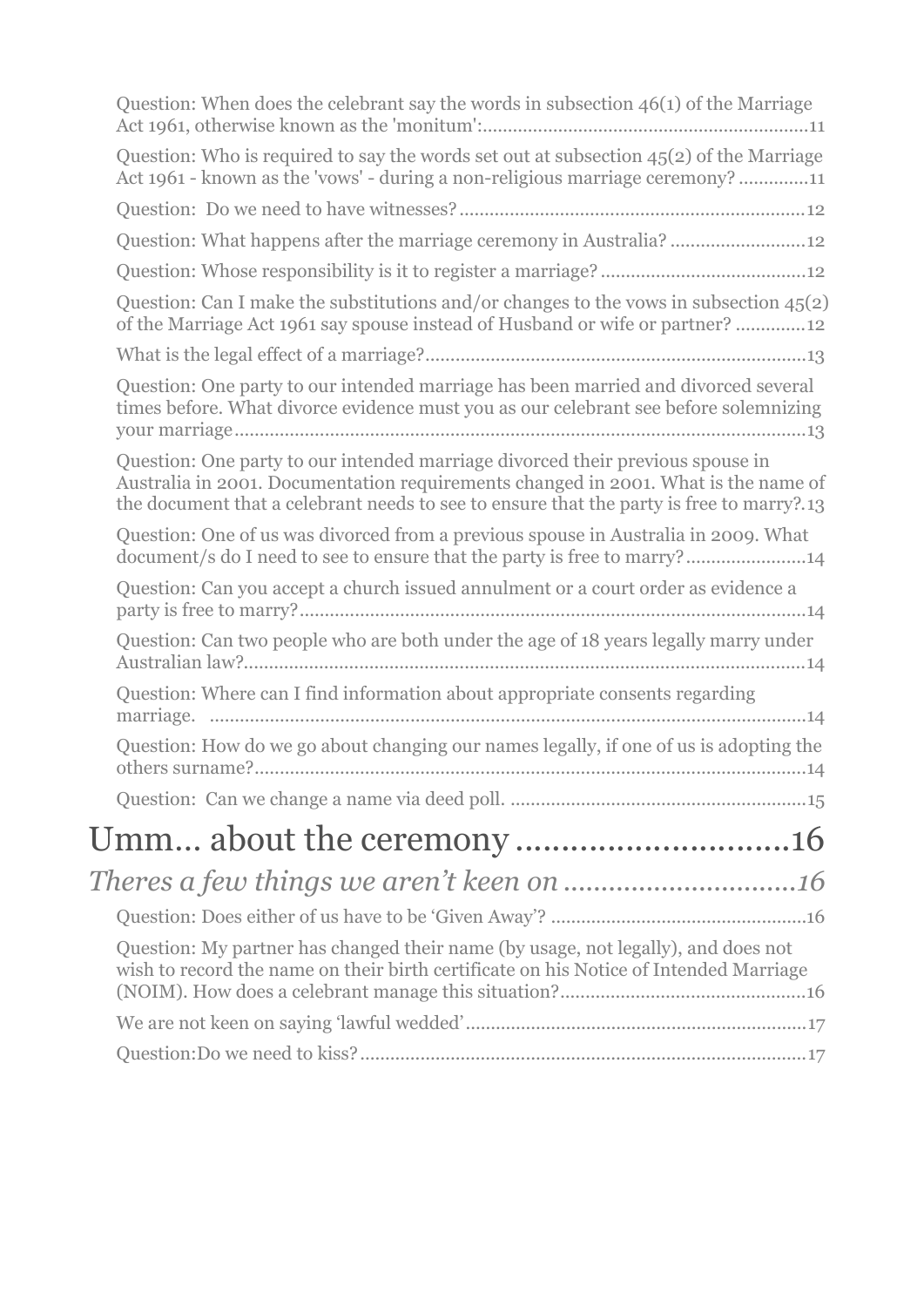Question: When does the celebrant say the words in subsection 46(1) of the Marriage Act 1961, otherwise known as the 'monitum':.................................................................11

Question: Who is required to say the words set out at subsection 45(2) of the Marriage Act 1961 - known as the 'vows' - during a non-religious marriage ceremony? ..............11

Question:  Do we need to have witnesses?.....................................................................12

Question: What happens after the marriage ceremony in Australia? ...........................12

Question: Whose responsibility is it to register a marriage? .........................................12

Question: Can I make the substitutions and/or changes to the vows in subsection 45(2) of the Marriage Act 1961 say spouse instead of Husband or wife or partner? ..............12

What is the legal effect of a marriage?............................................................................13

Question: One party to our intended marriage has been married and divorced several times before. What divorce evidence must you as our celebrant see before solemnizing your marriage..................................................................................................................13

Question: One party to our intended marriage divorced their previous spouse in Australia in 2001. Documentation requirements changed in 2001. What is the name of the document that a celebrant needs to see to ensure that the party is free to marry?.13

Question: One of us was divorced from a previous spouse in Australia in 2009. What document/s do I need to see to ensure that the party is free to marry?........................14

Question: Can you accept a church issued annulment or a court order as evidence a party is free to marry?....................................................................................................14

Question: Can two people who are both under the age of 18 years legally marry under Australian law?................................................................................................................14

Question: Where can I find information about appropriate consents regarding marriage. ........................................................................................................................14

Question: How do we go about changing our names legally, if one of us is adopting the others surname?..............................................................................................................14

Question:  Can we change a name via deed poll. ...........................................................15

# Umm... about the ceremony ..............................16

## *Theres a few things we aren't keen on ...............................16*

Question: Does either of us have to be 'Given Away'? ...................................................16

Question: My partner has changed their name (by usage, not legally), and does not wish to record the name on their birth certificate on his Notice of Intended Marriage (NOIM). How does a celebrant manage this situation?.................................................16

We are not keen on saying 'lawful wedded'....................................................................17

Question:Do we need to kiss?.........................................................................................17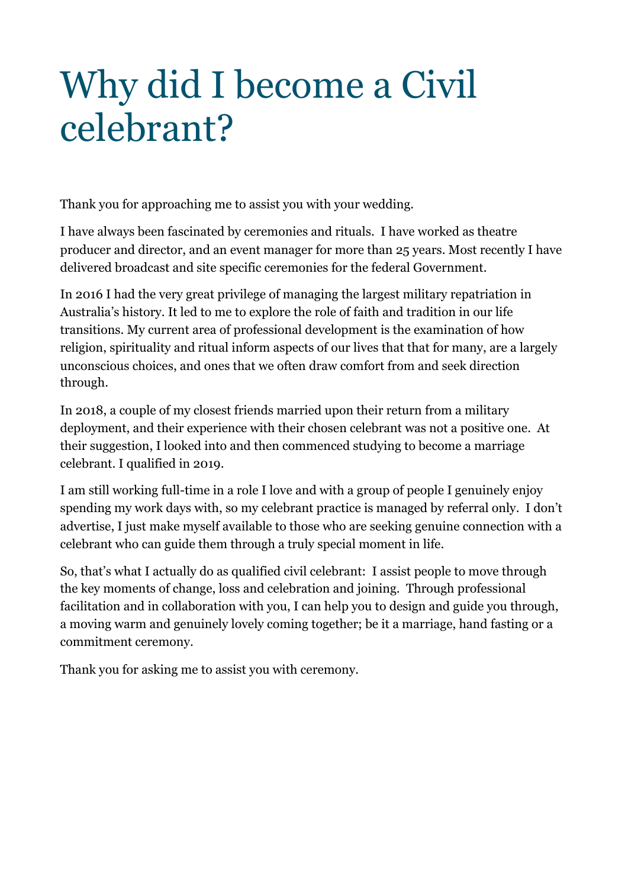# Why did I become a Civil celebrant?

Thank you for approaching me to assist you with your wedding.

I have always been fascinated by ceremonies and rituals. I have worked as theatre producer and director, and an event manager for more than 25 years. Most recently I have delivered broadcast and site specific ceremonies for the federal Government.

In 2016 I had the very great privilege of managing the largest military repatriation in Australia's history. It led to me to explore the role of faith and tradition in our life transitions. My current area of professional development is the examination of how religion, spirituality and ritual inform aspects of our lives that that for many, are a largely unconscious choices, and ones that we often draw comfort from and seek direction through.

In 2018, a couple of my closest friends married upon their return from a military deployment, and their experience with their chosen celebrant was not a positive one. At their suggestion, I looked into and then commenced studying to become a marriage celebrant. I qualified in 2019.

I am still working full-time in a role I love and with a group of people I genuinely enjoy spending my work days with, so my celebrant practice is managed by referral only. I don't advertise, I just make myself available to those who are seeking genuine connection with a celebrant who can guide them through a truly special moment in life.

So, that's what I actually do as qualified civil celebrant: I assist people to move through the key moments of change, loss and celebration and joining. Through professional facilitation and in collaboration with you, I can help you to design and guide you through, a moving warm and genuinely lovely coming together; be it a marriage, hand fasting or a commitment ceremony.

Thank you for asking me to assist you with ceremony.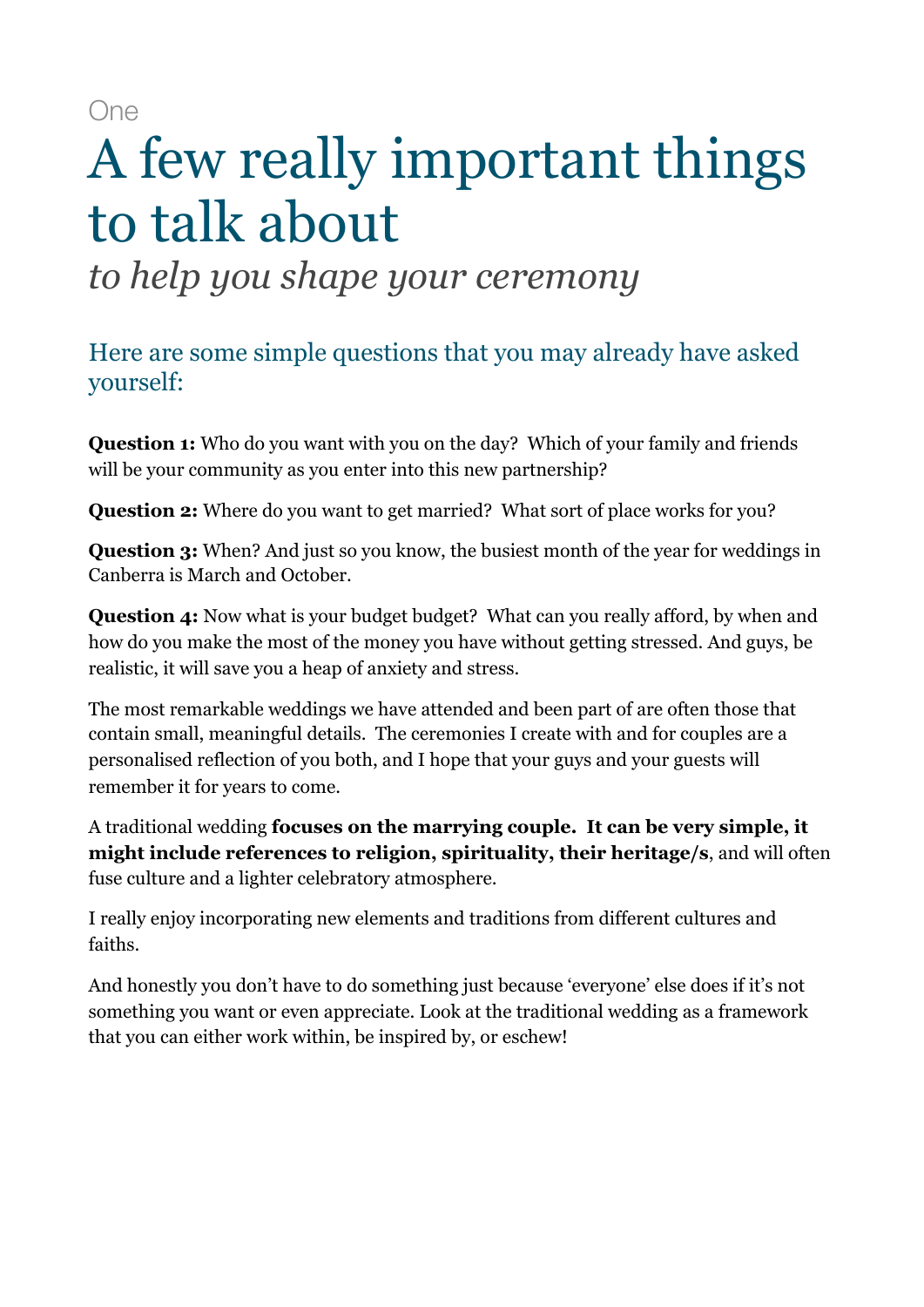One

# A few really important things to talk about

## *to help you shape your ceremony*

### Here are some simple questions that you may already have asked yourself:

**Question 1:** Who do you want with you on the day? Which of your family and friends will be your community as you enter into this new partnership?

**Question 2:** Where do you want to get married? What sort of place works for you?

**Question 3:** When? And just so you know, the busiest month of the year for weddings in Canberra is March and October.

**Question 4:** Now what is your budget budget? What can you really afford, by when and how do you make the most of the money you have without getting stressed. And guys, be realistic, it will save you a heap of anxiety and stress.

The most remarkable weddings we have attended and been part of are often those that contain small, meaningful details. The ceremonies I create with and for couples are a personalised reflection of you both, and I hope that your guys and your guests will remember it for years to come.

A traditional wedding **focuses on the marrying couple. It can be very simple, it might include references to religion, spirituality, their heritage/s**, and will often fuse culture and a lighter celebratory atmosphere.

I really enjoy incorporating new elements and traditions from different cultures and faiths.

And honestly you don't have to do something just because 'everyone' else does if it's not something you want or even appreciate. Look at the traditional wedding as a framework that you can either work within, be inspired by, or eschew!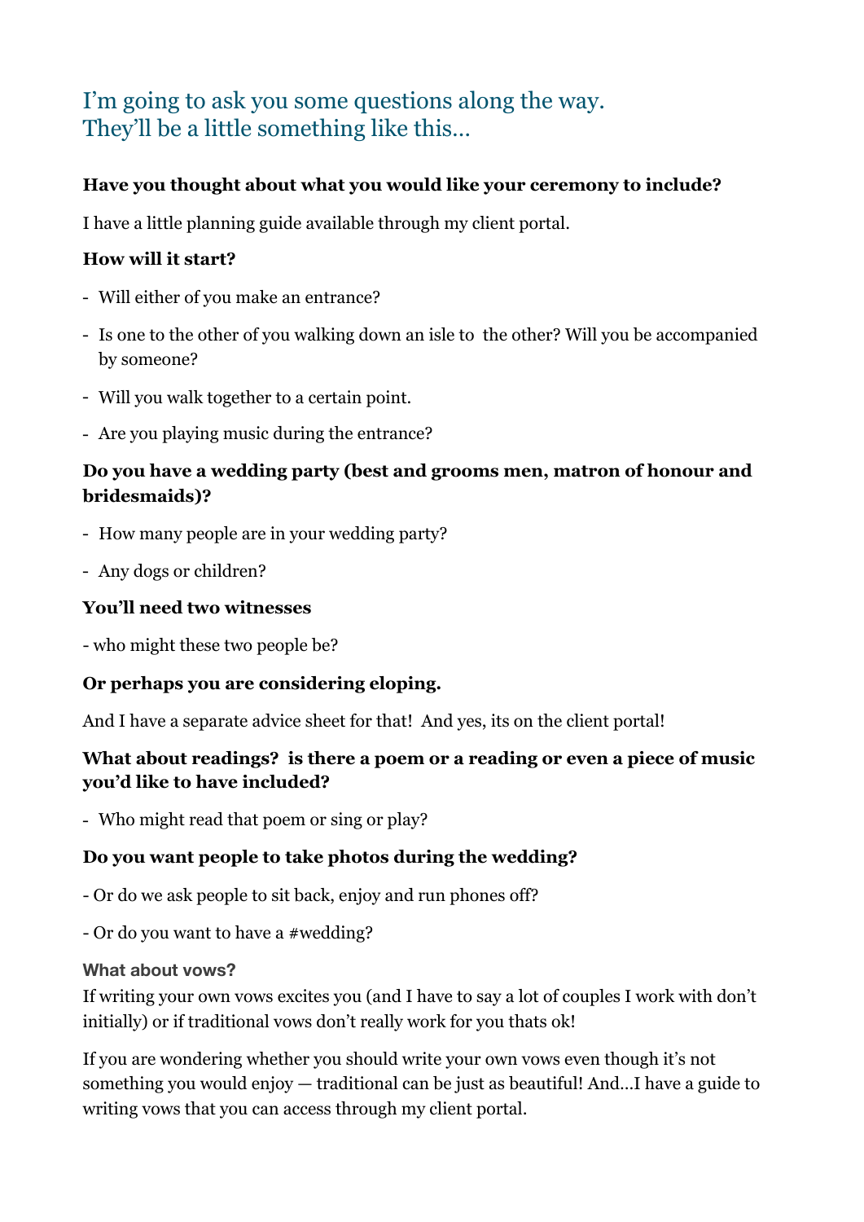## I'm going to ask you some questions along the way. They'll be a little something like this…

**Have you thought about what you would like your ceremony to include?**

I have a little planning guide available through my client portal.

**How will it start?**

- Will either of you make an entrance?
- Is one to the other of you walking down an isle to the other? Will you be accompanied by someone?
- Will you walk together to a certain point.
- Are you playing music during the entrance?

**Do you have a wedding party (best and grooms men, matron of honour and bridesmaids)?**

- How many people are in your wedding party?
- Any dogs or children?

**You'll need two witnesses**

- who might these two people be?

**Or perhaps you are considering eloping.**

And I have a separate advice sheet for that! And yes, its on the client portal!

**What about readings? is there a poem or a reading or even a piece of music you'd like to have included?**

- Who might read that poem or sing or play?

**Do you want people to take photos during the wedding?**

- Or do we ask people to sit back, enjoy and run phones off?
- Or do you want to have a #wedding?

**What about vows?**

If writing your own vows excites you (and I have to say a lot of couples I work with don't initially) or if traditional vows don't really work for you thats ok!

If you are wondering whether you should write your own vows even though it's not something you would enjoy — traditional can be just as beautiful! And…I have a guide to writing vows that you can access through my client portal.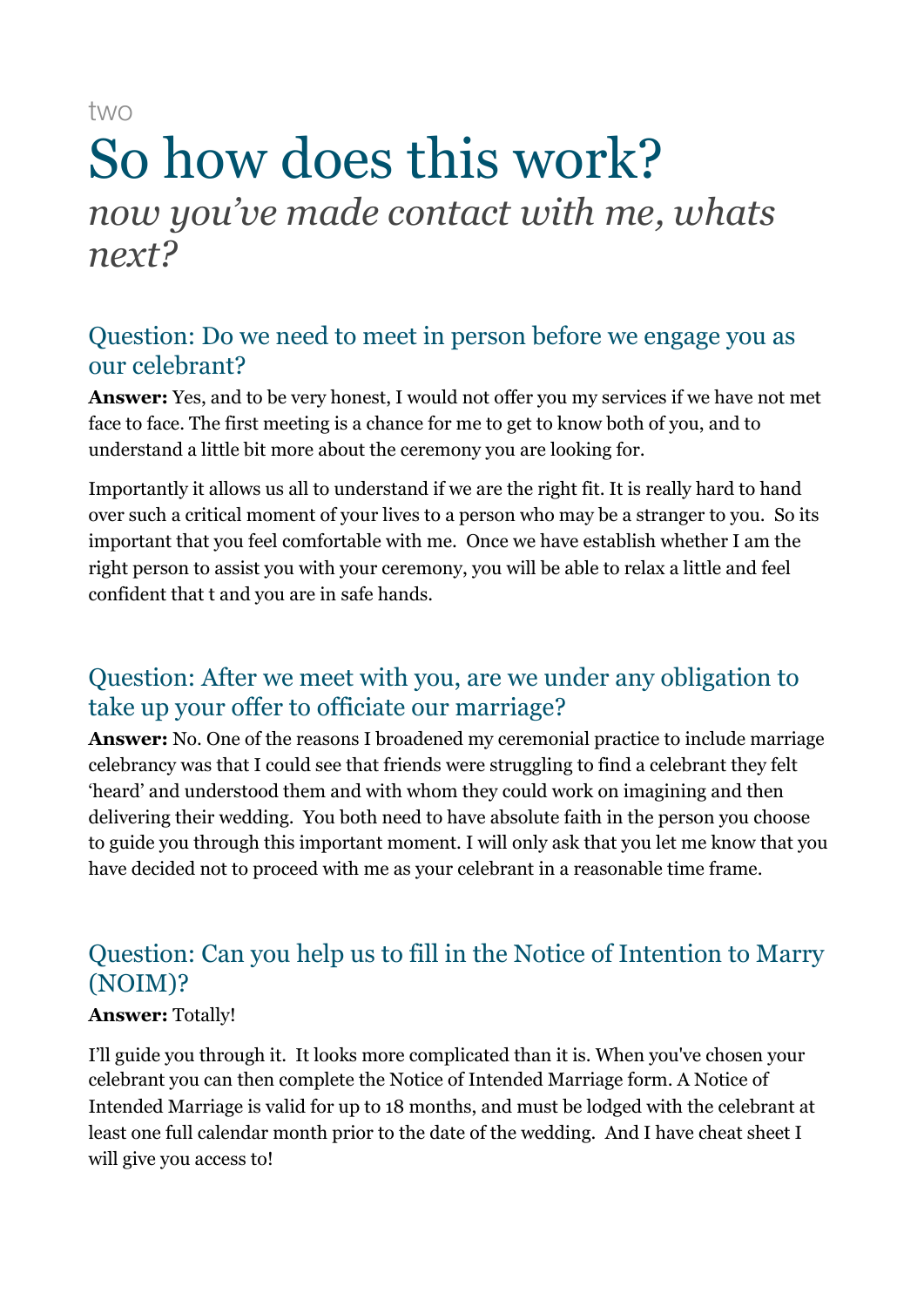two

# So how does this work?

*now you've made contact with me, whats next?*

## Question: Do we need to meet in person before we engage you as our celebrant?

**Answer:** Yes, and to be very honest, I would not offer you my services if we have not met face to face. The first meeting is a chance for me to get to know both of you, and to understand a little bit more about the ceremony you are looking for.

Importantly it allows us all to understand if we are the right fit. It is really hard to hand over such a critical moment of your lives to a person who may be a stranger to you. So its important that you feel comfortable with me. Once we have establish whether I am the right person to assist you with your ceremony, you will be able to relax a little and feel confident that t and you are in safe hands.

## Question: After we meet with you, are we under any obligation to take up your offer to officiate our marriage?

**Answer:** No. One of the reasons I broadened my ceremonial practice to include marriage celebrancy was that I could see that friends were struggling to find a celebrant they felt 'heard' and understood them and with whom they could work on imagining and then delivering their wedding. You both need to have absolute faith in the person you choose to guide you through this important moment. I will only ask that you let me know that you have decided not to proceed with me as your celebrant in a reasonable time frame.

## Question: Can you help us to fill in the Notice of Intention to Marry (NOIM)?

**Answer:** Totally!

I'll guide you through it. It looks more complicated than it is. When you've chosen your celebrant you can then complete the Notice of Intended Marriage form. A Notice of Intended Marriage is valid for up to 18 months, and must be lodged with the celebrant at least one full calendar month prior to the date of the wedding. And I have cheat sheet I will give you access to!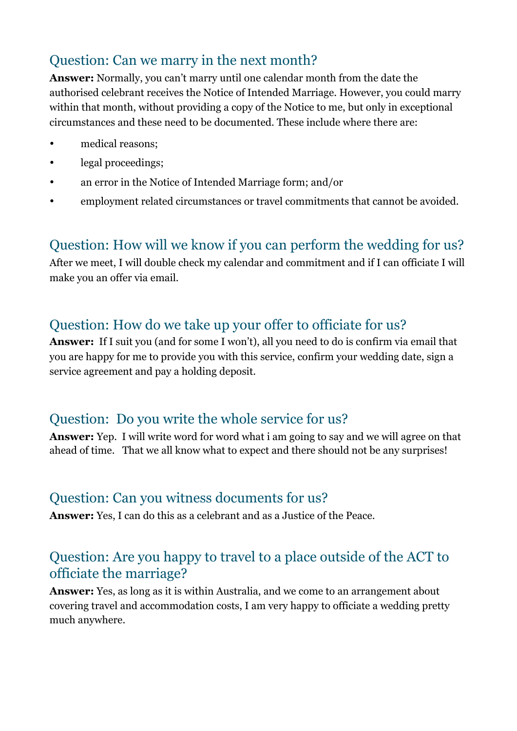## Question: Can we marry in the next month?

**Answer:** Normally, you can't marry until one calendar month from the date the authorised celebrant receives the Notice of Intended Marriage. However, you could marry within that month, without providing a copy of the Notice to me, but only in exceptional circumstances and these need to be documented. These include where there are:

- medical reasons;
- legal proceedings;
- an error in the Notice of Intended Marriage form; and/or
- employment related circumstances or travel commitments that cannot be avoided.

## Question: How will we know if you can perform the wedding for us?

After we meet, I will double check my calendar and commitment and if I can officiate I will make you an offer via email.

## Question: How do we take up your offer to officiate for us?

**Answer:** If I suit you (and for some I won't), all you need to do is confirm via email that you are happy for me to provide you with this service, confirm your wedding date, sign a service agreement and pay a holding deposit.

## Question: Do you write the whole service for us?

**Answer:** Yep. I will write word for word what i am going to say and we will agree on that ahead of time. That we all know what to expect and there should not be any surprises!

## Question: Can you witness documents for us?

**Answer:** Yes, I can do this as a celebrant and as a Justice of the Peace.

## Question: Are you happy to travel to a place outside of the ACT to officiate the marriage?

**Answer:** Yes, as long as it is within Australia, and we come to an arrangement about covering travel and accommodation costs, I am very happy to officiate a wedding pretty much anywhere.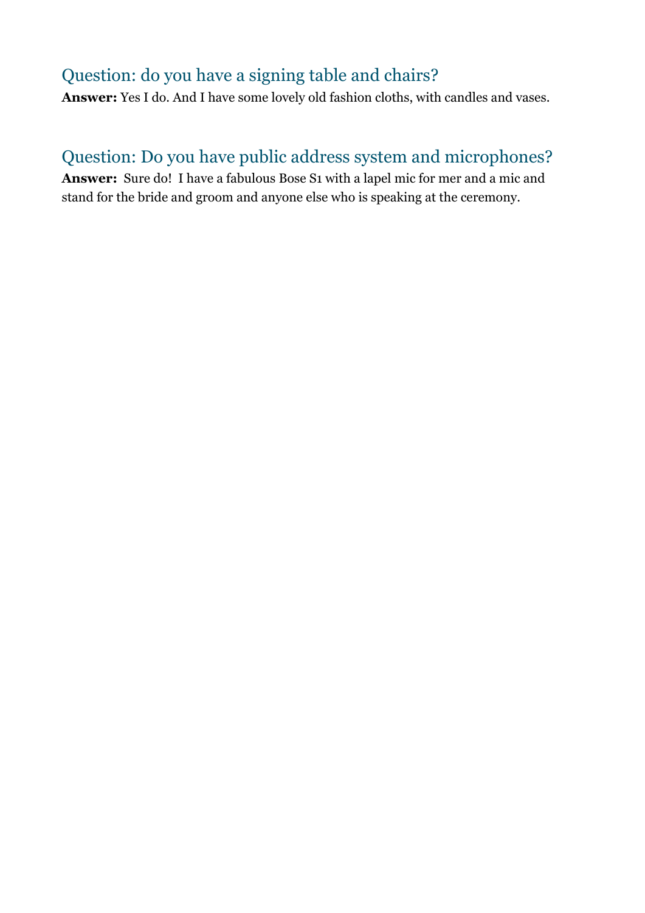## Question: do you have a signing table and chairs?

**Answer:** Yes I do. And I have some lovely old fashion cloths, with candles and vases.

## Question: Do you have public address system and microphones?

**Answer:** Sure do! I have a fabulous Bose S1 with a lapel mic for mer and a mic and stand for the bride and groom and anyone else who is speaking at the ceremony.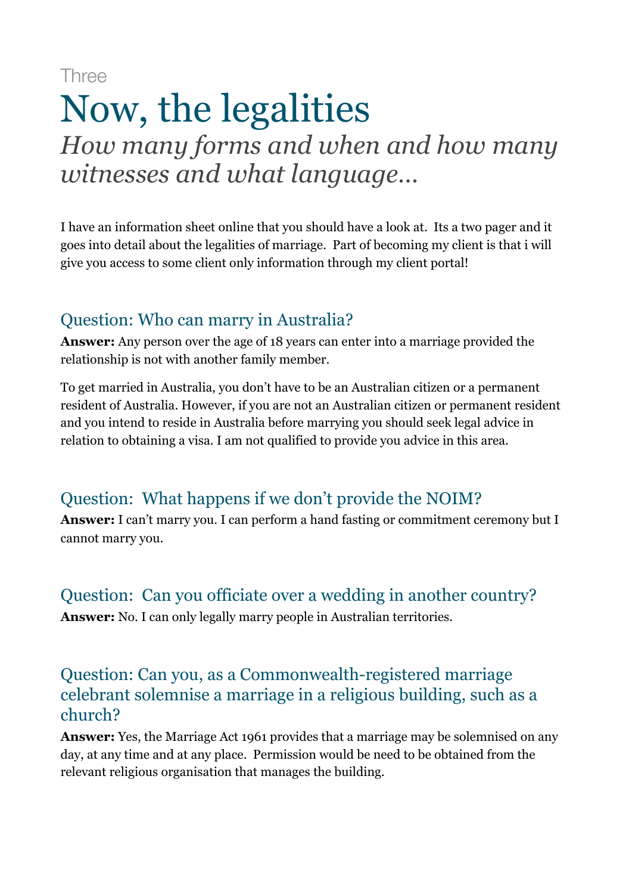Three

# Now, the legalities

*How many forms and when and how many witnesses and what language...*

I have an information sheet online that you should have a look at.  Its a two pager and it goes into detail about the legalities of marriage.  Part of becoming my client is that i will give you access to some client only information through my client portal!

## Question: Who can marry in Australia?

**Answer:** Any person over the age of 18 years can enter into a marriage provided the relationship is not with another family member.

To get married in Australia, you don't have to be an Australian citizen or a permanent resident of Australia. However, if you are not an Australian citizen or permanent resident and you intend to reside in Australia before marrying you should seek legal advice in relation to obtaining a visa. I am not qualified to provide you advice in this area.

## Question:  What happens if we don't provide the NOIM?

**Answer:** I can't marry you. I can perform a hand fasting or commitment ceremony but I cannot marry you.

## Question:  Can you officiate over a wedding in another country?

**Answer:** No. I can only legally marry people in Australian territories.

## Question: Can you, as a Commonwealth-registered marriage celebrant solemnise a marriage in a religious building, such as a church?

**Answer:** Yes, the Marriage Act 1961 provides that a marriage may be solemnised on any day, at any time and at any place.  Permission would be need to be obtained from the relevant religious organisation that manages the building.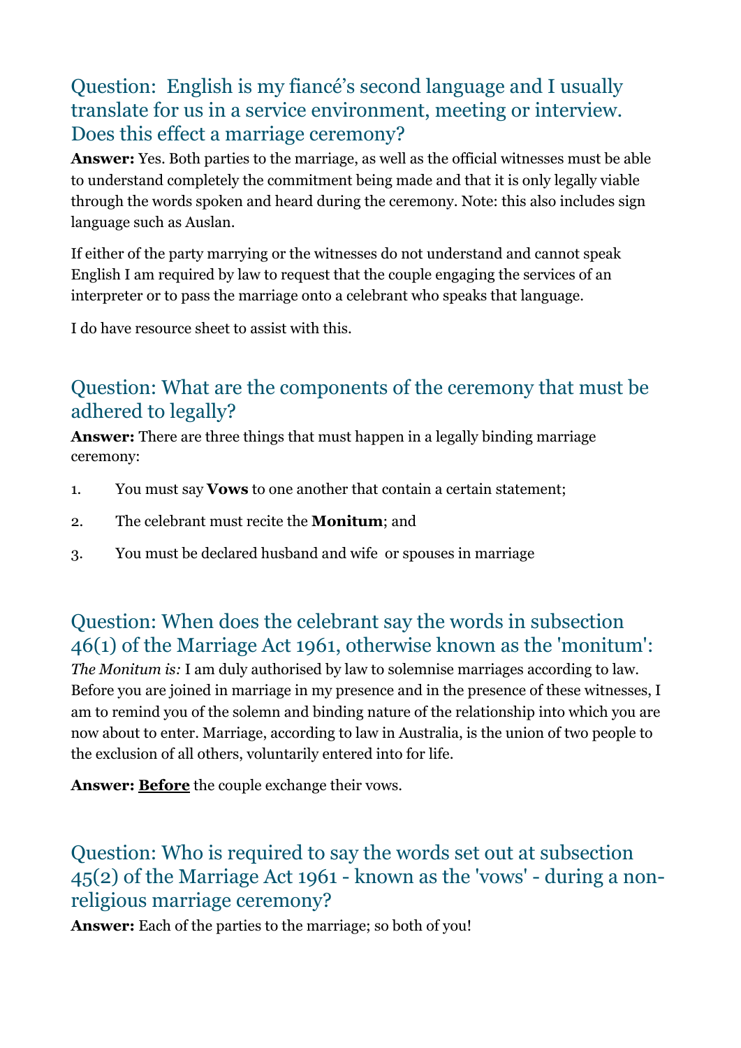## Question: English is my fiancé's second language and I usually translate for us in a service environment, meeting or interview. Does this effect a marriage ceremony?

**Answer:** Yes. Both parties to the marriage, as well as the official witnesses must be able to understand completely the commitment being made and that it is only legally viable through the words spoken and heard during the ceremony. Note: this also includes sign language such as Auslan.

If either of the party marrying or the witnesses do not understand and cannot speak English I am required by law to request that the couple engaging the services of an interpreter or to pass the marriage onto a celebrant who speaks that language.

I do have resource sheet to assist with this.

## Question: What are the components of the ceremony that must be adhered to legally?

**Answer:** There are three things that must happen in a legally binding marriage ceremony:

1. You must say **Vows** to one another that contain a certain statement;
2. The celebrant must recite the **Monitum**; and
3. You must be declared husband and wife or spouses in marriage

## Question: When does the celebrant say the words in subsection 46(1) of the Marriage Act 1961, otherwise known as the 'monitum':

*The Monitum is:* I am duly authorised by law to solemnise marriages according to law. Before you are joined in marriage in my presence and in the presence of these witnesses, I am to remind you of the solemn and binding nature of the relationship into which you are now about to enter. Marriage, according to law in Australia, is the union of two people to the exclusion of all others, voluntarily entered into for life.

**Answer:** **Before** the couple exchange their vows.

## Question: Who is required to say the words set out at subsection 45(2) of the Marriage Act 1961 - known as the 'vows' - during a non-religious marriage ceremony?

**Answer:** Each of the parties to the marriage; so both of you!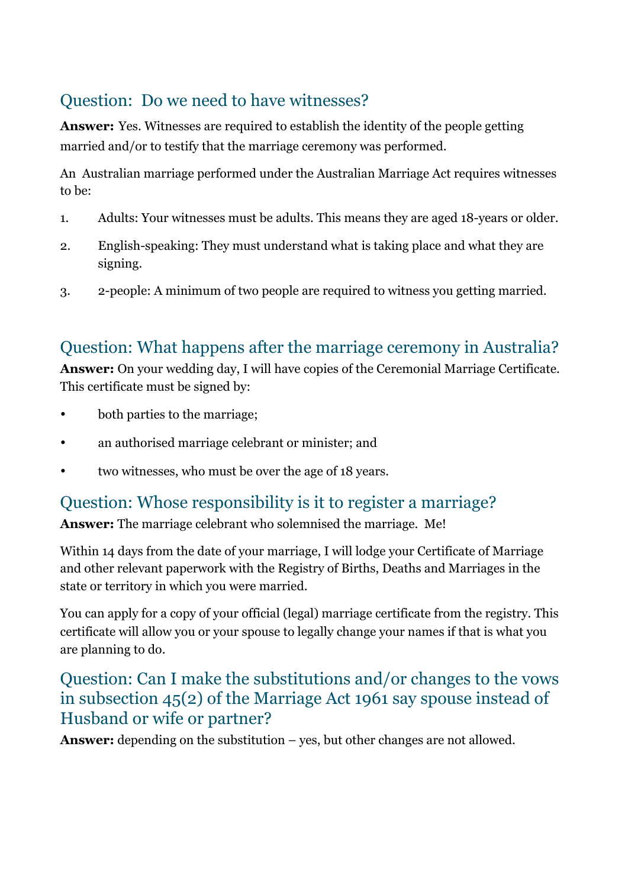## Question: Do we need to have witnesses?

**Answer:** Yes. Witnesses are required to establish the identity of the people getting married and/or to testify that the marriage ceremony was performed.

An Australian marriage performed under the Australian Marriage Act requires witnesses to be:

1. Adults: Your witnesses must be adults. This means they are aged 18-years or older.
2. English-speaking: They must understand what is taking place and what they are signing.
3. 2-people: A minimum of two people are required to witness you getting married.

## Question: What happens after the marriage ceremony in Australia?

**Answer:** On your wedding day, I will have copies of the Ceremonial Marriage Certificate. This certificate must be signed by:

- both parties to the marriage;
- an authorised marriage celebrant or minister; and
- two witnesses, who must be over the age of 18 years.

## Question: Whose responsibility is it to register a marriage?

**Answer:** The marriage celebrant who solemnised the marriage. Me!

Within 14 days from the date of your marriage, I will lodge your Certificate of Marriage and other relevant paperwork with the Registry of Births, Deaths and Marriages in the state or territory in which you were married.

You can apply for a copy of your official (legal) marriage certificate from the registry. This certificate will allow you or your spouse to legally change your names if that is what you are planning to do.

## Question: Can I make the substitutions and/or changes to the vows in subsection 45(2) of the Marriage Act 1961 say spouse instead of Husband or wife or partner?

**Answer:** depending on the substitution – yes, but other changes are not allowed.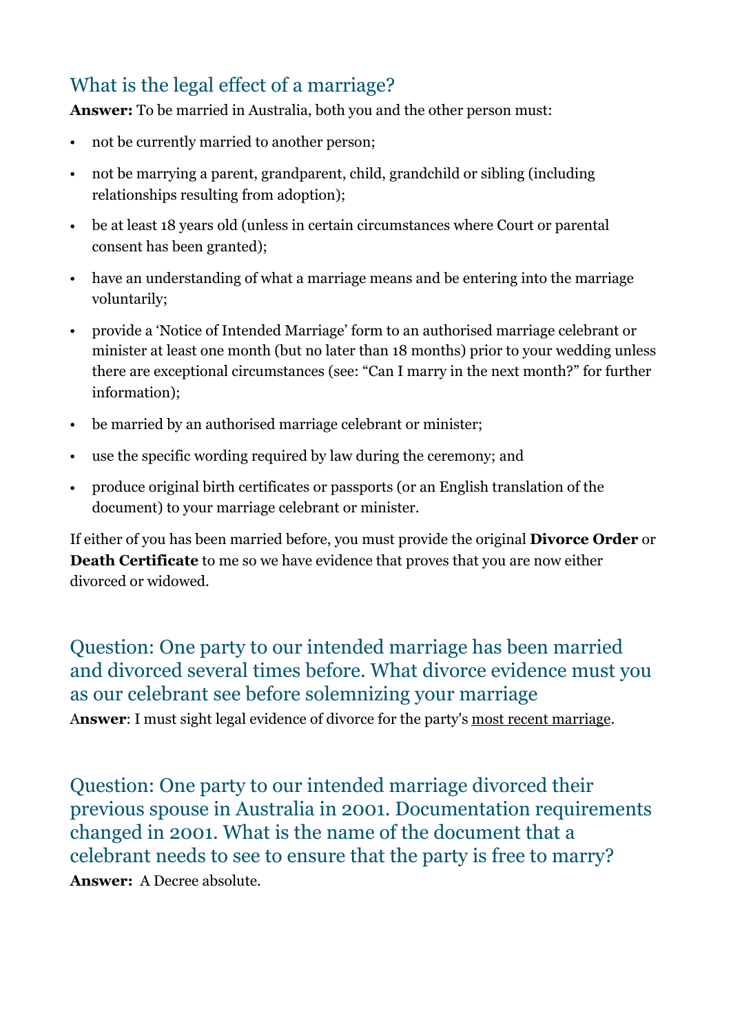## What is the legal effect of a marriage?

**Answer:** To be married in Australia, both you and the other person must:

- not be currently married to another person;
- not be marrying a parent, grandparent, child, grandchild or sibling (including relationships resulting from adoption);
- be at least 18 years old (unless in certain circumstances where Court or parental consent has been granted);
- have an understanding of what a marriage means and be entering into the marriage voluntarily;
- provide a 'Notice of Intended Marriage' form to an authorised marriage celebrant or minister at least one month (but no later than 18 months) prior to your wedding unless there are exceptional circumstances (see: "Can I marry in the next month?" for further information);
- be married by an authorised marriage celebrant or minister;
- use the specific wording required by law during the ceremony; and
- produce original birth certificates or passports (or an English translation of the document) to your marriage celebrant or minister.

If either of you has been married before, you must provide the original **Divorce Order** or **Death Certificate** to me so we have evidence that proves that you are now either divorced or widowed.

## Question: One party to our intended marriage has been married and divorced several times before. What divorce evidence must you as our celebrant see before solemnizing your marriage

**Answer**: I must sight legal evidence of divorce for the party's most recent marriage.

## Question: One party to our intended marriage divorced their previous spouse in Australia in 2001. Documentation requirements changed in 2001. What is the name of the document that a celebrant needs to see to ensure that the party is free to marry?

**Answer:** A Decree absolute.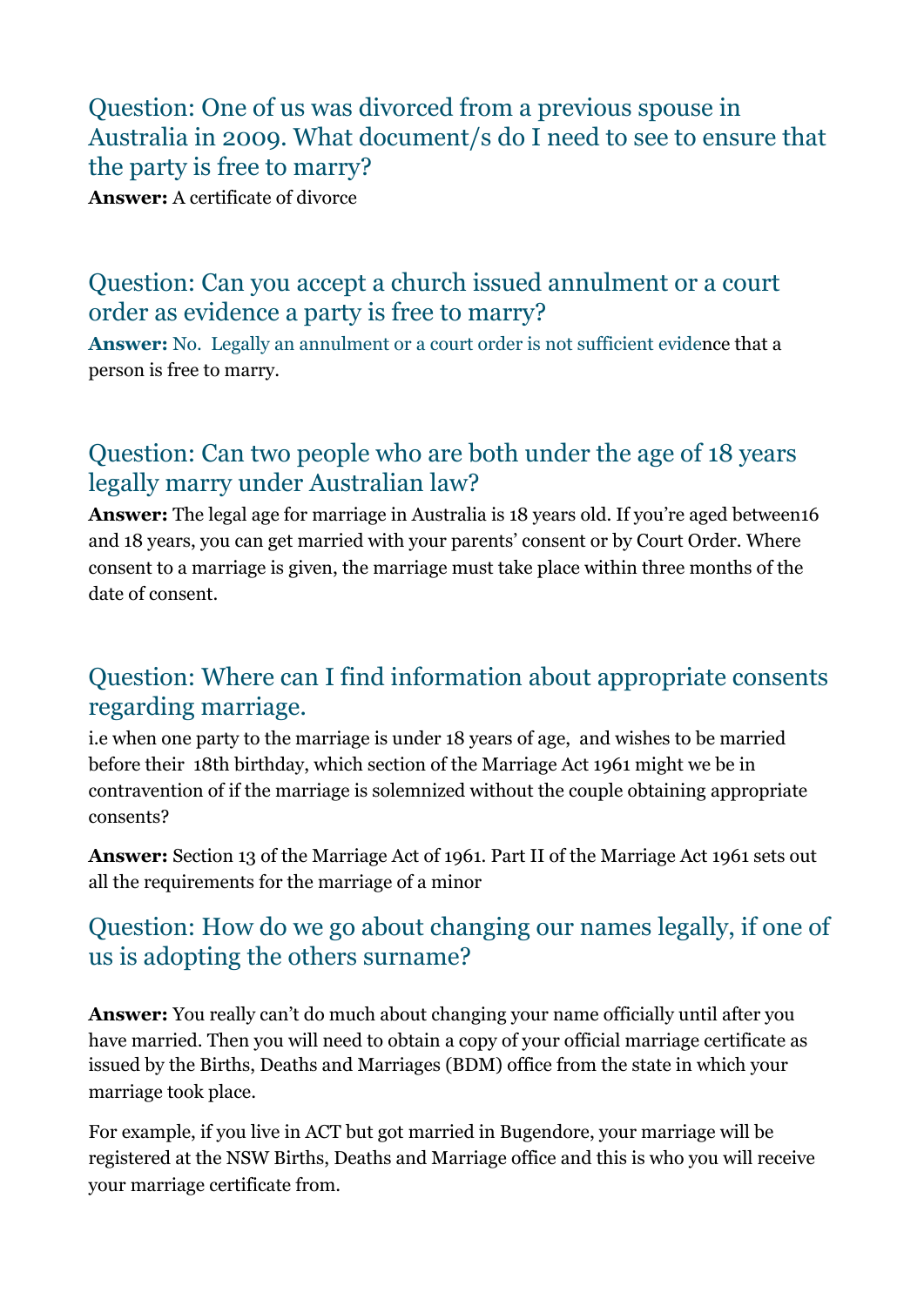## Question: One of us was divorced from a previous spouse in Australia in 2009. What document/s do I need to see to ensure that the party is free to marry?

**Answer:** A certificate of divorce

## Question: Can you accept a church issued annulment or a court order as evidence a party is free to marry?

**Answer:** No. Legally an annulment or a court order is not sufficient evidence that a person is free to marry.

## Question: Can two people who are both under the age of 18 years legally marry under Australian law?

**Answer:** The legal age for marriage in Australia is 18 years old. If you're aged between16 and 18 years, you can get married with your parents' consent or by Court Order. Where consent to a marriage is given, the marriage must take place within three months of the date of consent.

## Question: Where can I find information about appropriate consents regarding marriage.

i.e when one party to the marriage is under 18 years of age, and wishes to be married before their 18th birthday, which section of the Marriage Act 1961 might we be in contravention of if the marriage is solemnized without the couple obtaining appropriate consents?

**Answer:** Section 13 of the Marriage Act of 1961. Part II of the Marriage Act 1961 sets out all the requirements for the marriage of a minor

## Question: How do we go about changing our names legally, if one of us is adopting the others surname?

**Answer:** You really can't do much about changing your name officially until after you have married. Then you will need to obtain a copy of your official marriage certificate as issued by the Births, Deaths and Marriages (BDM) office from the state in which your marriage took place.

For example, if you live in ACT but got married in Bugendore, your marriage will be registered at the NSW Births, Deaths and Marriage office and this is who you will receive your marriage certificate from.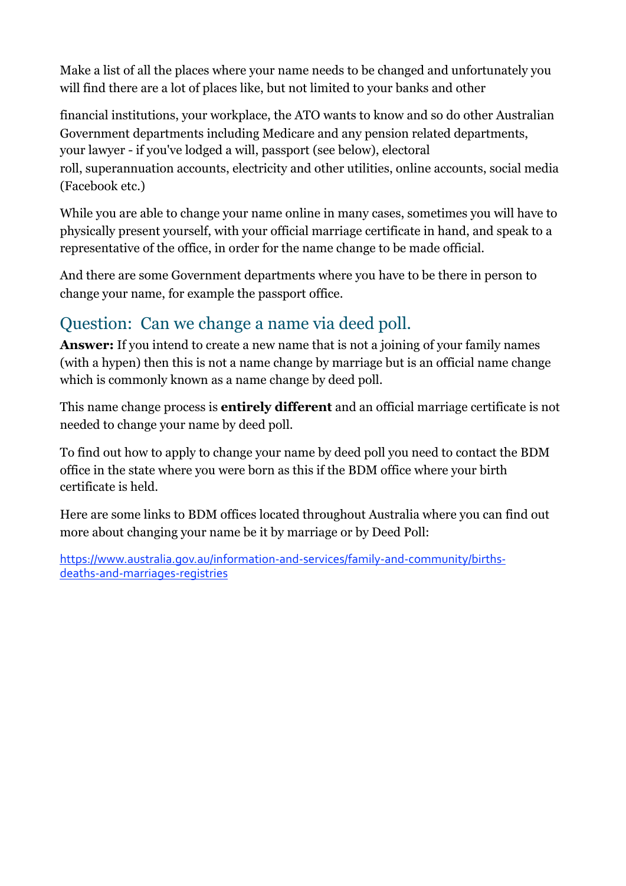Make a list of all the places where your name needs to be changed and unfortunately you will find there are a lot of places like, but not limited to your banks and other

financial institutions, your workplace, the ATO wants to know and so do other Australian Government departments including Medicare and any pension related departments, your lawyer - if you've lodged a will, passport (see below), electoral roll, superannuation accounts, electricity and other utilities, online accounts, social media (Facebook etc.)

While you are able to change your name online in many cases, sometimes you will have to physically present yourself, with your official marriage certificate in hand, and speak to a representative of the office, in order for the name change to be made official.

And there are some Government departments where you have to be there in person to change your name, for example the passport office.

## Question: Can we change a name via deed poll.

**Answer:** If you intend to create a new name that is not a joining of your family names (with a hypen) then this is not a name change by marriage but is an official name change which is commonly known as a name change by deed poll.

This name change process is **entirely different** and an official marriage certificate is not needed to change your name by deed poll.

To find out how to apply to change your name by deed poll you need to contact the BDM office in the state where you were born as this if the BDM office where your birth certificate is held.

Here are some links to BDM offices located throughout Australia where you can find out more about changing your name be it by marriage or by Deed Poll:

https://www.australia.gov.au/information-and-services/family-and-community/births-deaths-and-marriages-registries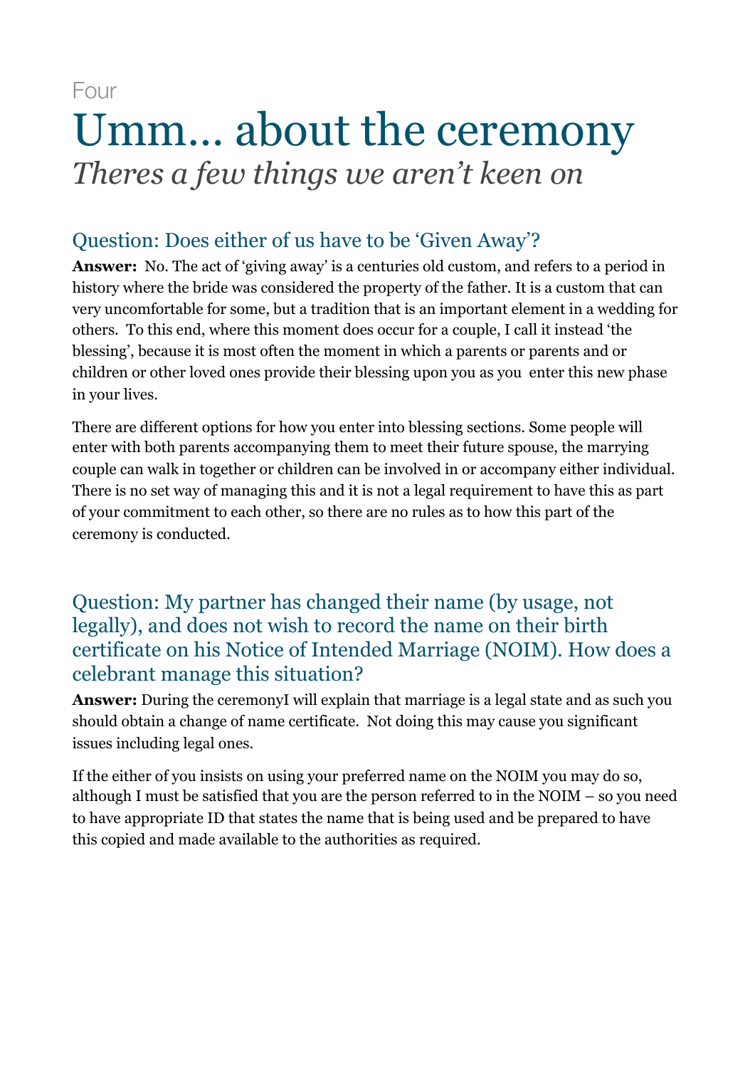Four

# Umm… about the ceremony

*Theres a few things we aren't keen on*

## Question: Does either of us have to be 'Given Away'?

**Answer:** No. The act of 'giving away' is a centuries old custom, and refers to a period in history where the bride was considered the property of the father. It is a custom that can very uncomfortable for some, but a tradition that is an important element in a wedding for others. To this end, where this moment does occur for a couple, I call it instead 'the blessing', because it is most often the moment in which a parents or parents and or children or other loved ones provide their blessing upon you as you enter this new phase in your lives.

There are different options for how you enter into blessing sections. Some people will enter with both parents accompanying them to meet their future spouse, the marrying couple can walk in together or children can be involved in or accompany either individual. There is no set way of managing this and it is not a legal requirement to have this as part of your commitment to each other, so there are no rules as to how this part of the ceremony is conducted.

## Question: My partner has changed their name (by usage, not legally), and does not wish to record the name on their birth certificate on his Notice of Intended Marriage (NOIM). How does a celebrant manage this situation?

**Answer:** During the ceremonyI will explain that marriage is a legal state and as such you should obtain a change of name certificate. Not doing this may cause you significant issues including legal ones.

If the either of you insists on using your preferred name on the NOIM you may do so, although I must be satisfied that you are the person referred to in the NOIM – so you need to have appropriate ID that states the name that is being used and be prepared to have this copied and made available to the authorities as required.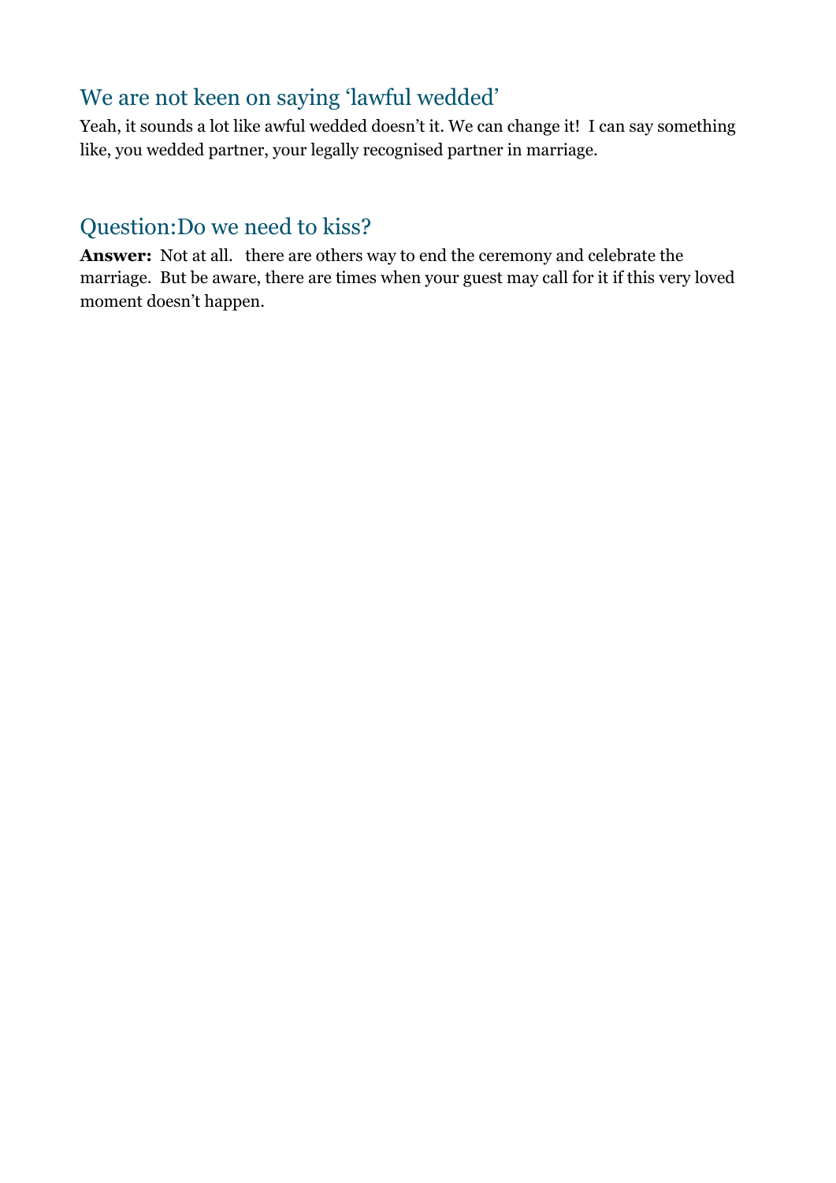## We are not keen on saying 'lawful wedded'

Yeah, it sounds a lot like awful wedded doesn't it. We can change it! I can say something like, you wedded partner, your legally recognised partner in marriage.

## Question:Do we need to kiss?

**Answer:** Not at all. there are others way to end the ceremony and celebrate the marriage. But be aware, there are times when your guest may call for it if this very loved moment doesn't happen.